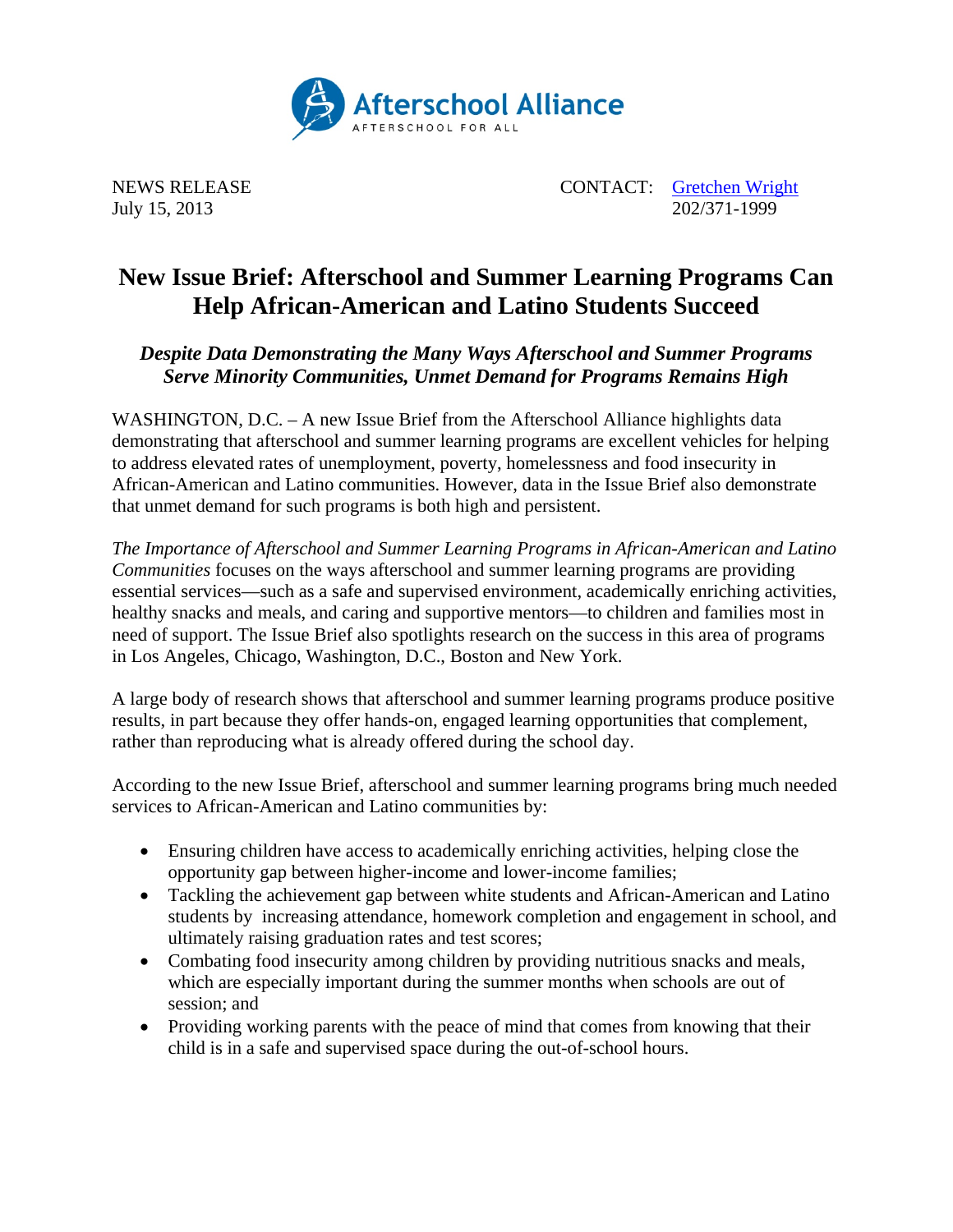Afterschool Alliance
AFTERSCHOOL FOR ALL

NEWS RELEASE
July 15, 2013

CONTACT: [Gretchen Wright](Gretchen Wright)
202/371-1999

# New Issue Brief: Afterschool and Summer Learning Programs Can Help African-American and Latino Students Succeed

### *Despite Data Demonstrating the Many Ways Afterschool and Summer Programs Serve Minority Communities, Unmet Demand for Programs Remains High*

WASHINGTON, D.C. – A new Issue Brief from the Afterschool Alliance highlights data demonstrating that afterschool and summer learning programs are excellent vehicles for helping to address elevated rates of unemployment, poverty, homelessness and food insecurity in African-American and Latino communities. However, data in the Issue Brief also demonstrate that unmet demand for such programs is both high and persistent.

*The Importance of Afterschool and Summer Learning Programs in African-American and Latino Communities* focuses on the ways afterschool and summer learning programs are providing essential services—such as a safe and supervised environment, academically enriching activities, healthy snacks and meals, and caring and supportive mentors—to children and families most in need of support. The Issue Brief also spotlights research on the success in this area of programs in Los Angeles, Chicago, Washington, D.C., Boston and New York.

A large body of research shows that afterschool and summer learning programs produce positive results, in part because they offer hands-on, engaged learning opportunities that complement, rather than reproducing what is already offered during the school day.

According to the new Issue Brief, afterschool and summer learning programs bring much needed services to African-American and Latino communities by:

- Ensuring children have access to academically enriching activities, helping close the opportunity gap between higher-income and lower-income families;
- Tackling the achievement gap between white students and African-American and Latino students by increasing attendance, homework completion and engagement in school, and ultimately raising graduation rates and test scores;
- Combating food insecurity among children by providing nutritious snacks and meals, which are especially important during the summer months when schools are out of session; and
- Providing working parents with the peace of mind that comes from knowing that their child is in a safe and supervised space during the out-of-school hours.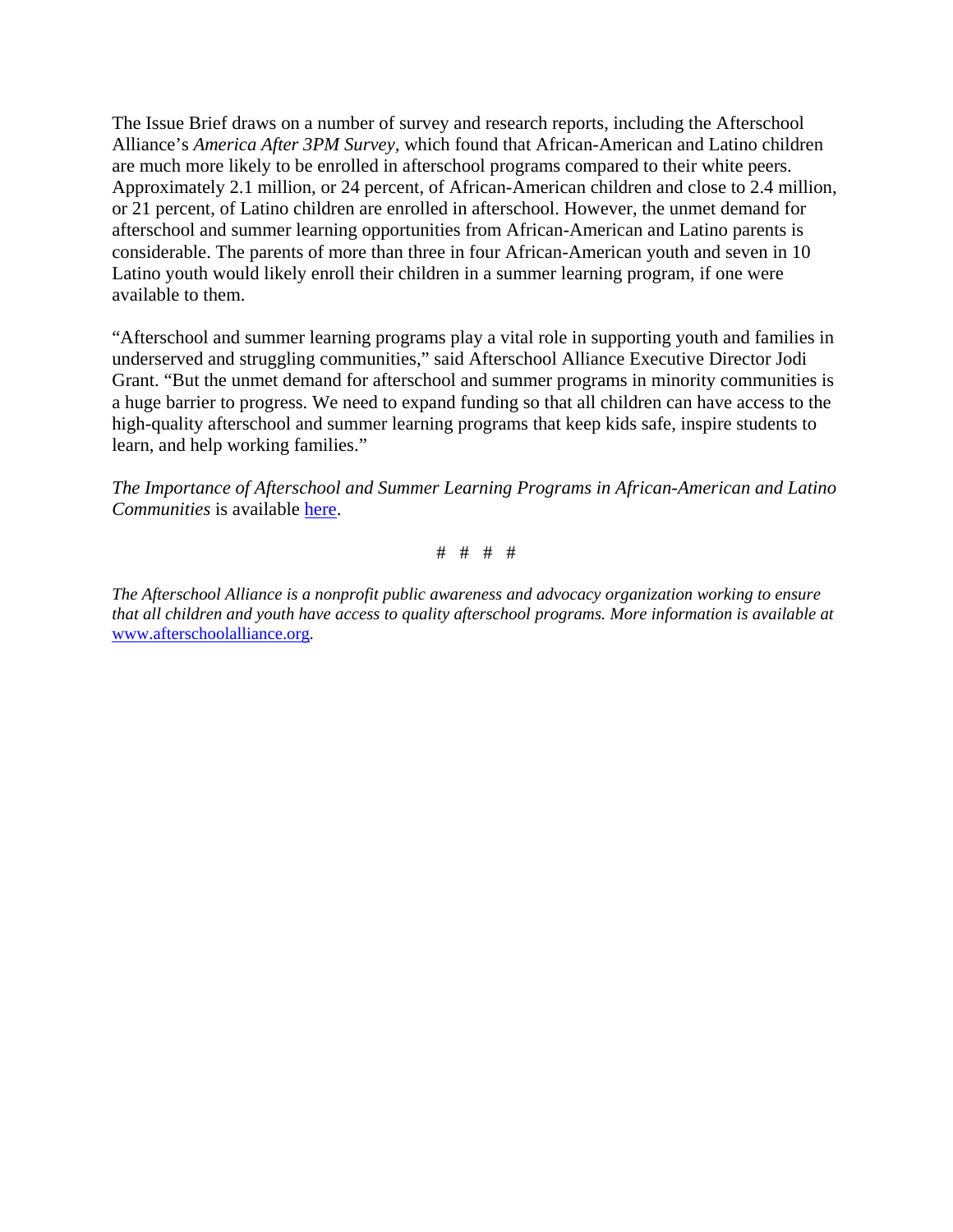The Issue Brief draws on a number of survey and research reports, including the Afterschool Alliance's *America After 3PM Survey*, which found that African-American and Latino children are much more likely to be enrolled in afterschool programs compared to their white peers. Approximately 2.1 million, or 24 percent, of African-American children and close to 2.4 million, or 21 percent, of Latino children are enrolled in afterschool. However, the unmet demand for afterschool and summer learning opportunities from African-American and Latino parents is considerable. The parents of more than three in four African-American youth and seven in 10 Latino youth would likely enroll their children in a summer learning program, if one were available to them.

"Afterschool and summer learning programs play a vital role in supporting youth and families in underserved and struggling communities," said Afterschool Alliance Executive Director Jodi Grant. "But the unmet demand for afterschool and summer programs in minority communities is a huge barrier to progress. We need to expand funding so that all children can have access to the high-quality afterschool and summer learning programs that keep kids safe, inspire students to learn, and help working families."

*The Importance of Afterschool and Summer Learning Programs in African-American and Latino Communities* is available here.

# # # #

*The Afterschool Alliance is a nonprofit public awareness and advocacy organization working to ensure that all children and youth have access to quality afterschool programs. More information is available at www.afterschoolalliance.org.*